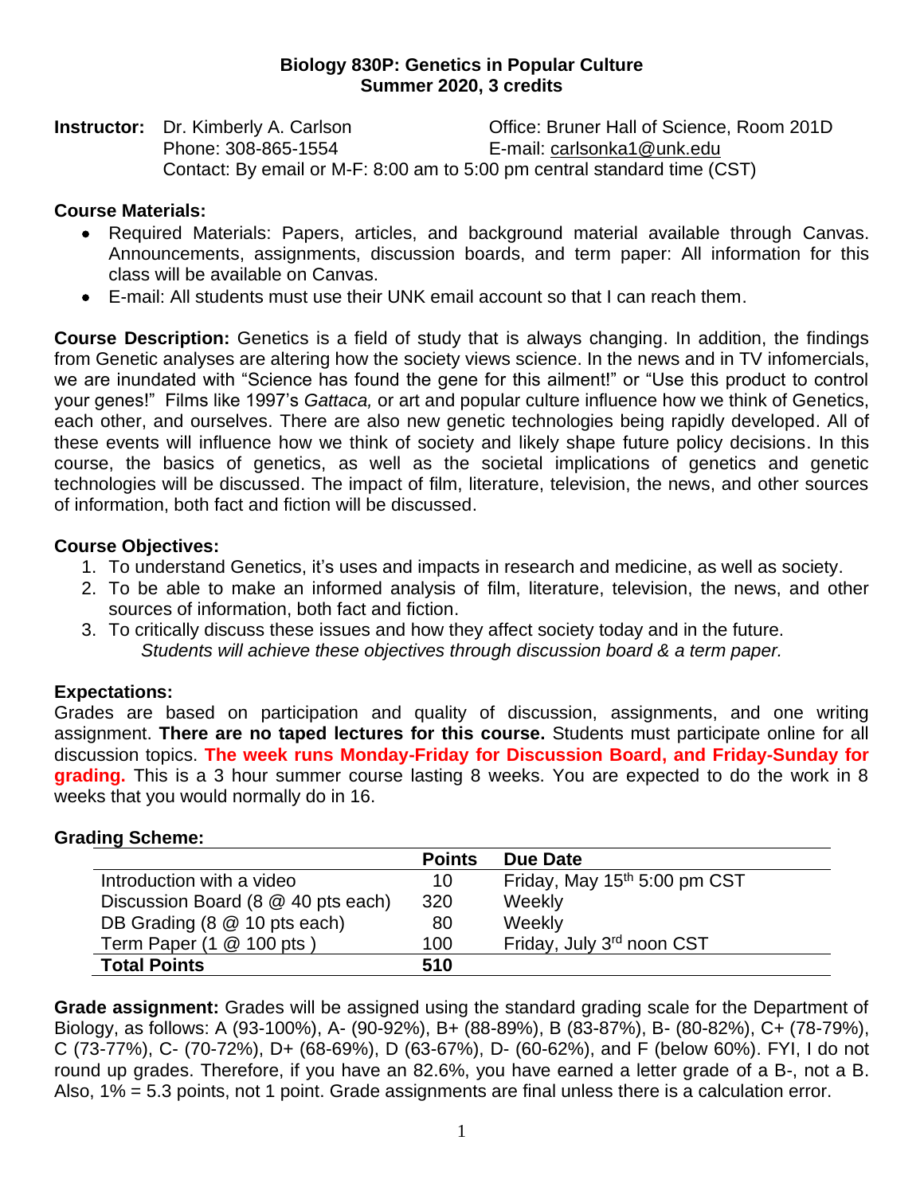**Biology 830P: Genetics in Popular Culture**
**Summer 2020, 3 credits**

**Instructor:** Dr. Kimberly A. Carlson
Office: Bruner Hall of Science, Room 201D
Phone: 308-865-1554
E-mail: carlsonka1@unk.edu
Contact: By email or M-F: 8:00 am to 5:00 pm central standard time (CST)

**Course Materials:**

- Required Materials: Papers, articles, and background material available through Canvas. Announcements, assignments, discussion boards, and term paper: All information for this class will be available on Canvas.
- E-mail: All students must use their UNK email account so that I can reach them.

**Course Description:** Genetics is a field of study that is always changing. In addition, the findings from Genetic analyses are altering how the society views science. In the news and in TV infomercials, we are inundated with "Science has found the gene for this ailment!" or "Use this product to control your genes!" Films like 1997's *Gattaca,* or art and popular culture influence how we think of Genetics, each other, and ourselves. There are also new genetic technologies being rapidly developed. All of these events will influence how we think of society and likely shape future policy decisions. In this course, the basics of genetics, as well as the societal implications of genetics and genetic technologies will be discussed. The impact of film, literature, television, the news, and other sources of information, both fact and fiction will be discussed.

**Course Objectives:**

1. To understand Genetics, it's uses and impacts in research and medicine, as well as society.
2. To be able to make an informed analysis of film, literature, television, the news, and other sources of information, both fact and fiction.
3. To critically discuss these issues and how they affect society today and in the future.
   *Students will achieve these objectives through discussion board & a term paper.*

**Expectations:**
Grades are based on participation and quality of discussion, assignments, and one writing assignment. **There are no taped lectures for this course.** Students must participate online for all discussion topics. **The week runs Monday-Friday for Discussion Board, and Friday-Sunday for grading.** This is a 3 hour summer course lasting 8 weeks. You are expected to do the work in 8 weeks that you would normally do in 16.

**Grading Scheme:**

| | **Points** | **Due Date** |
|---|---|---|
| Introduction with a video | 10 | Friday, May 15th 5:00 pm CST |
| Discussion Board (8 @ 40 pts each) | 320 | Weekly |
| DB Grading (8 @ 10 pts each) | 80 | Weekly |
| Term Paper (1 @ 100 pts ) | 100 | Friday, July 3rd noon CST |
| **Total Points** | **510** | |

**Grade assignment:** Grades will be assigned using the standard grading scale for the Department of Biology, as follows: A (93-100%), A- (90-92%), B+ (88-89%), B (83-87%), B- (80-82%), C+ (78-79%), C (73-77%), C- (70-72%), D+ (68-69%), D (63-67%), D- (60-62%), and F (below 60%). FYI, I do not round up grades. Therefore, if you have an 82.6%, you have earned a letter grade of a B-, not a B. Also, 1% = 5.3 points, not 1 point. Grade assignments are final unless there is a calculation error.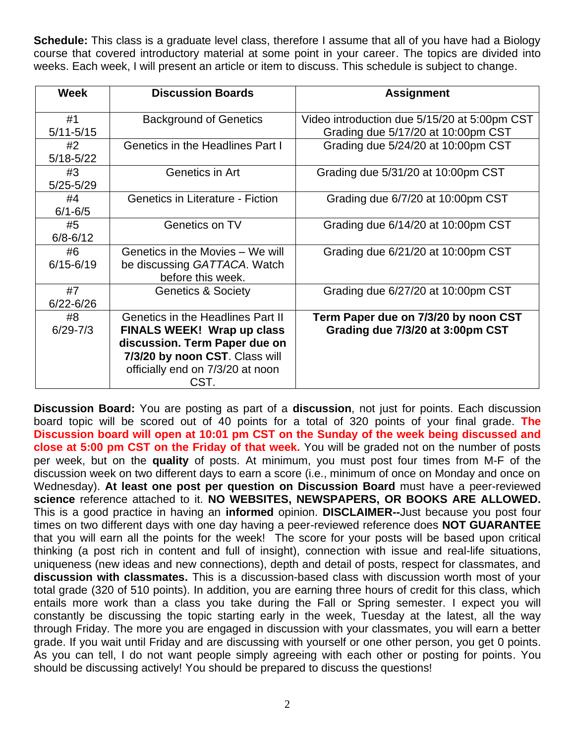**Schedule:** This class is a graduate level class, therefore I assume that all of you have had a Biology course that covered introductory material at some point in your career. The topics are divided into weeks. Each week, I will present an article or item to discuss. This schedule is subject to change.

| Week | Discussion Boards | Assignment |
|---|---|---|
| #1 5/11-5/15 | Background of Genetics | Video introduction due 5/15/20 at 5:00pm CST Grading due 5/17/20 at 10:00pm CST |
| #2 5/18-5/22 | Genetics in the Headlines Part I | Grading due 5/24/20 at 10:00pm CST |
| #3 5/25-5/29 | Genetics in Art | Grading due 5/31/20 at 10:00pm CST |
| #4 6/1-6/5 | Genetics in Literature - Fiction | Grading due 6/7/20 at 10:00pm CST |
| #5 6/8-6/12 | Genetics on TV | Grading due 6/14/20 at 10:00pm CST |
| #6 6/15-6/19 | Genetics in the Movies – We will be discussing *GATTACA*. Watch before this week. | Grading due 6/21/20 at 10:00pm CST |
| #7 6/22-6/26 | Genetics & Society | Grading due 6/27/20 at 10:00pm CST |
| #8 6/29-7/3 | Genetics in the Headlines Part II **FINALS WEEK! Wrap up class discussion. Term Paper due on 7/3/20 by noon CST**. Class will officially end on 7/3/20 at noon CST. | **Term Paper due on 7/3/20 by noon CST Grading due 7/3/20 at 3:00pm CST** |

**Discussion Board:** You are posting as part of a **discussion**, not just for points. Each discussion board topic will be scored out of 40 points for a total of 320 points of your final grade. **The Discussion board will open at 10:01 pm CST on the Sunday of the week being discussed and close at 5:00 pm CST on the Friday of that week.** You will be graded not on the number of posts per week, but on the **quality** of posts. At minimum, you must post four times from M-F of the discussion week on two different days to earn a score (i.e., minimum of once on Monday and once on Wednesday). **At least one post per question on Discussion Board** must have a peer-reviewed **science** reference attached to it. **NO WEBSITES, NEWSPAPERS, OR BOOKS ARE ALLOWED.** This is a good practice in having an **informed** opinion. **DISCLAIMER--**Just because you post four times on two different days with one day having a peer-reviewed reference does **NOT GUARANTEE** that you will earn all the points for the week! The score for your posts will be based upon critical thinking (a post rich in content and full of insight), connection with issue and real-life situations, uniqueness (new ideas and new connections), depth and detail of posts, respect for classmates, and **discussion with classmates.** This is a discussion-based class with discussion worth most of your total grade (320 of 510 points). In addition, you are earning three hours of credit for this class, which entails more work than a class you take during the Fall or Spring semester. I expect you will constantly be discussing the topic starting early in the week, Tuesday at the latest, all the way through Friday. The more you are engaged in discussion with your classmates, you will earn a better grade. If you wait until Friday and are discussing with yourself or one other person, you get 0 points. As you can tell, I do not want people simply agreeing with each other or posting for points. You should be discussing actively! You should be prepared to discuss the questions!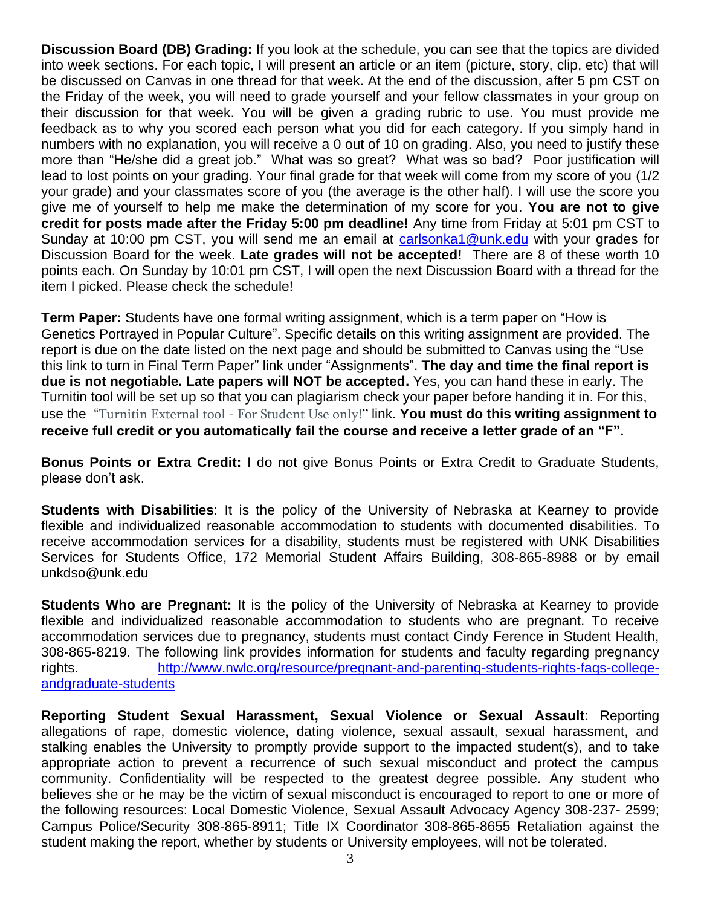**Discussion Board (DB) Grading:** If you look at the schedule, you can see that the topics are divided into week sections. For each topic, I will present an article or an item (picture, story, clip, etc) that will be discussed on Canvas in one thread for that week. At the end of the discussion, after 5 pm CST on the Friday of the week, you will need to grade yourself and your fellow classmates in your group on their discussion for that week. You will be given a grading rubric to use. You must provide me feedback as to why you scored each person what you did for each category. If you simply hand in numbers with no explanation, you will receive a 0 out of 10 on grading. Also, you need to justify these more than "He/she did a great job." What was so great? What was so bad? Poor justification will lead to lost points on your grading. Your final grade for that week will come from my score of you (1/2 your grade) and your classmates score of you (the average is the other half). I will use the score you give me of yourself to help me make the determination of my score for you. **You are not to give credit for posts made after the Friday 5:00 pm deadline!** Any time from Friday at 5:01 pm CST to Sunday at 10:00 pm CST, you will send me an email at carlsonka1@unk.edu with your grades for Discussion Board for the week. **Late grades will not be accepted!** There are 8 of these worth 10 points each. On Sunday by 10:01 pm CST, I will open the next Discussion Board with a thread for the item I picked. Please check the schedule!

**Term Paper:** Students have one formal writing assignment, which is a term paper on "How is Genetics Portrayed in Popular Culture". Specific details on this writing assignment are provided. The report is due on the date listed on the next page and should be submitted to Canvas using the "Use this link to turn in Final Term Paper" link under "Assignments". **The day and time the final report is due is not negotiable. Late papers will NOT be accepted.** Yes, you can hand these in early. The Turnitin tool will be set up so that you can plagiarism check your paper before handing it in. For this, use the "Turnitin External tool - For Student Use only!" link. **You must do this writing assignment to receive full credit or you automatically fail the course and receive a letter grade of an "F".**

**Bonus Points or Extra Credit:** I do not give Bonus Points or Extra Credit to Graduate Students, please don't ask.

**Students with Disabilities**: It is the policy of the University of Nebraska at Kearney to provide flexible and individualized reasonable accommodation to students with documented disabilities. To receive accommodation services for a disability, students must be registered with UNK Disabilities Services for Students Office, 172 Memorial Student Affairs Building, 308-865-8988 or by email unkdso@unk.edu

**Students Who are Pregnant:** It is the policy of the University of Nebraska at Kearney to provide flexible and individualized reasonable accommodation to students who are pregnant. To receive accommodation services due to pregnancy, students must contact Cindy Ference in Student Health, 308-865-8219. The following link provides information for students and faculty regarding pregnancy rights. http://www.nwlc.org/resource/pregnant-and-parenting-students-rights-faqs-college-andgraduate-students

**Reporting Student Sexual Harassment, Sexual Violence or Sexual Assault**: Reporting allegations of rape, domestic violence, dating violence, sexual assault, sexual harassment, and stalking enables the University to promptly provide support to the impacted student(s), and to take appropriate action to prevent a recurrence of such sexual misconduct and protect the campus community. Confidentiality will be respected to the greatest degree possible. Any student who believes she or he may be the victim of sexual misconduct is encouraged to report to one or more of the following resources: Local Domestic Violence, Sexual Assault Advocacy Agency 308-237- 2599; Campus Police/Security 308-865-8911; Title IX Coordinator 308-865-8655 Retaliation against the student making the report, whether by students or University employees, will not be tolerated.